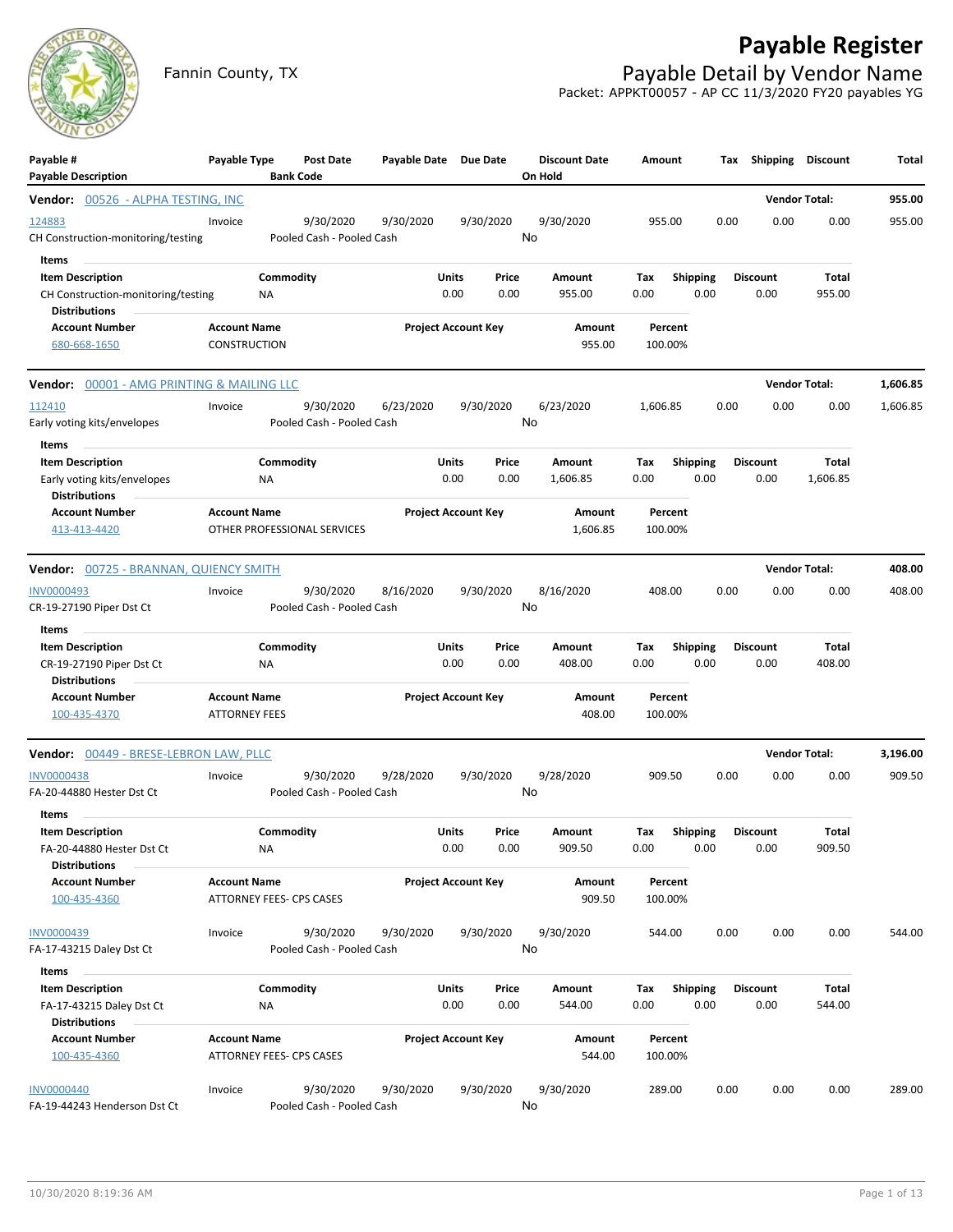# Payable Register

Fannin County, TX

## Payable Detail by Vendor Name

Packet: APPKT00057 - AP CC 11/3/2020 FY20 payables YG

| Payable # / Payable Description | Payable Type | Post Date / Bank Code | Payable Date | Due Date | Discount Date / On Hold | Amount | Tax | Shipping | Discount | Total |
|---|---|---|---|---|---|---|---|---|---|---|

**Vendor: 00526 - ALPHA TESTING, INC** — Vendor Total: 955.00

| Payable # | Payable Type | Post Date | Payable Date | Due Date | Discount Date | Amount | Tax | Shipping | Discount | Total |
|---|---|---|---|---|---|---|---|---|---|---|
| 124883 | Invoice | 9/30/2020 | 9/30/2020 | 9/30/2020 | 9/30/2020 | 955.00 | 0.00 | 0.00 | 0.00 | 955.00 |
| CH Construction-monitoring/testing | | Pooled Cash - Pooled Cash | | | No | | | | | |

Items

| Item Description | Commodity | Units | Price | Amount | Tax | Shipping | Discount | Total |
|---|---|---|---|---|---|---|---|---|
| CH Construction-monitoring/testing | NA | 0.00 | 0.00 | 955.00 | 0.00 | 0.00 | 0.00 | 955.00 |

Distributions

| Account Number | Account Name | Project Account Key | Amount | Percent |
|---|---|---|---|---|
| 680-668-1650 | CONSTRUCTION | | 955.00 | 100.00% |

**Vendor: 00001 - AMG PRINTING & MAILING LLC** — Vendor Total: 1,606.85

| Payable # | Payable Type | Post Date | Payable Date | Due Date | Discount Date | Amount | Tax | Shipping | Discount | Total |
|---|---|---|---|---|---|---|---|---|---|---|
| 112410 | Invoice | 9/30/2020 | 6/23/2020 | 9/30/2020 | 6/23/2020 | 1,606.85 | 0.00 | 0.00 | 0.00 | 1,606.85 |
| Early voting kits/envelopes | | Pooled Cash - Pooled Cash | | | No | | | | | |

Items

| Item Description | Commodity | Units | Price | Amount | Tax | Shipping | Discount | Total |
|---|---|---|---|---|---|---|---|---|
| Early voting kits/envelopes | NA | 0.00 | 0.00 | 1,606.85 | 0.00 | 0.00 | 0.00 | 1,606.85 |

Distributions

| Account Number | Account Name | Project Account Key | Amount | Percent |
|---|---|---|---|---|
| 413-413-4420 | OTHER PROFESSIONAL SERVICES | | 1,606.85 | 100.00% |

**Vendor: 00725 - BRANNAN, QUIENCY SMITH** — Vendor Total: 408.00

| Payable # | Payable Type | Post Date | Payable Date | Due Date | Discount Date | Amount | Tax | Shipping | Discount | Total |
|---|---|---|---|---|---|---|---|---|---|---|
| INV0000493 | Invoice | 9/30/2020 | 8/16/2020 | 9/30/2020 | 8/16/2020 | 408.00 | 0.00 | 0.00 | 0.00 | 408.00 |
| CR-19-27190 Piper Dst Ct | | Pooled Cash - Pooled Cash | | | No | | | | | |

Items

| Item Description | Commodity | Units | Price | Amount | Tax | Shipping | Discount | Total |
|---|---|---|---|---|---|---|---|---|
| CR-19-27190 Piper Dst Ct | NA | 0.00 | 0.00 | 408.00 | 0.00 | 0.00 | 0.00 | 408.00 |

Distributions

| Account Number | Account Name | Project Account Key | Amount | Percent |
|---|---|---|---|---|
| 100-435-4370 | ATTORNEY FEES | | 408.00 | 100.00% |

**Vendor: 00449 - BRESE-LEBRON LAW, PLLC** — Vendor Total: 3,196.00

| Payable # | Payable Type | Post Date | Payable Date | Due Date | Discount Date | Amount | Tax | Shipping | Discount | Total |
|---|---|---|---|---|---|---|---|---|---|---|
| INV0000438 | Invoice | 9/30/2020 | 9/28/2020 | 9/30/2020 | 9/28/2020 | 909.50 | 0.00 | 0.00 | 0.00 | 909.50 |
| FA-20-44880 Hester Dst Ct | | Pooled Cash - Pooled Cash | | | No | | | | | |

Items

| Item Description | Commodity | Units | Price | Amount | Tax | Shipping | Discount | Total |
|---|---|---|---|---|---|---|---|---|
| FA-20-44880 Hester Dst Ct | NA | 0.00 | 0.00 | 909.50 | 0.00 | 0.00 | 0.00 | 909.50 |

Distributions

| Account Number | Account Name | Project Account Key | Amount | Percent |
|---|---|---|---|---|
| 100-435-4360 | ATTORNEY FEES- CPS CASES | | 909.50 | 100.00% |

| Payable # | Payable Type | Post Date | Payable Date | Due Date | Discount Date | Amount | Tax | Shipping | Discount | Total |
|---|---|---|---|---|---|---|---|---|---|---|
| INV0000439 | Invoice | 9/30/2020 | 9/30/2020 | 9/30/2020 | 9/30/2020 | 544.00 | 0.00 | 0.00 | 0.00 | 544.00 |
| FA-17-43215 Daley Dst Ct | | Pooled Cash - Pooled Cash | | | No | | | | | |

Items

| Item Description | Commodity | Units | Price | Amount | Tax | Shipping | Discount | Total |
|---|---|---|---|---|---|---|---|---|
| FA-17-43215 Daley Dst Ct | NA | 0.00 | 0.00 | 544.00 | 0.00 | 0.00 | 0.00 | 544.00 |

Distributions

| Account Number | Account Name | Project Account Key | Amount | Percent |
|---|---|---|---|---|
| 100-435-4360 | ATTORNEY FEES- CPS CASES | | 544.00 | 100.00% |

| Payable # | Payable Type | Post Date | Payable Date | Due Date | Discount Date | Amount | Tax | Shipping | Discount | Total |
|---|---|---|---|---|---|---|---|---|---|---|
| INV0000440 | Invoice | 9/30/2020 | 9/30/2020 | 9/30/2020 | 9/30/2020 | 289.00 | 0.00 | 0.00 | 0.00 | 289.00 |
| FA-19-44243 Henderson Dst Ct | | Pooled Cash - Pooled Cash | | | No | | | | | |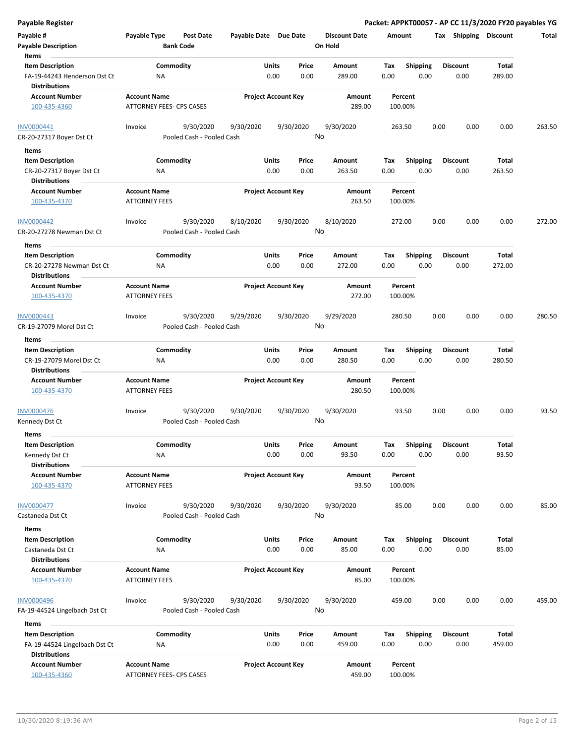**Payable Register** — **Packet: APPKT00057 - AP CC 11/3/2020 FY20 payables YG**

| Payable # | Payable Type | Post Date | Payable Date | Due Date | Discount Date | Amount | Tax | Shipping | Discount | Total |
|---|---|---|---|---|---|---|---|---|---|---|
| **Payable Description** | | **Bank Code** | | | **On Hold** | | | | | |

**Items**

| Item Description | Commodity | Units | Price | Amount | Tax | Shipping | Discount | Total |
|---|---|---|---|---|---|---|---|---|
| FA-19-44243 Henderson Dst Ct | NA | 0.00 | 0.00 | 289.00 | 0.00 | 0.00 | 0.00 | 289.00 |

**Distributions**

| Account Number | Account Name | Project Account Key | Amount | Percent |
|---|---|---|---|---|
| 100-435-4360 | ATTORNEY FEES- CPS CASES | | 289.00 | 100.00% |

| Payable # | Payable Type | Post Date | Payable Date | Due Date | Discount Date | Amount | Tax | Shipping | Discount | Total |
|---|---|---|---|---|---|---|---|---|---|---|
| INV0000441 | Invoice | 9/30/2020 | 9/30/2020 | 9/30/2020 | 9/30/2020 | 263.50 | 0.00 | 0.00 | 0.00 | 263.50 |
| CR-20-27317 Boyer Dst Ct | | Pooled Cash - Pooled Cash | | | No | | | | | |

**Items**

| Item Description | Commodity | Units | Price | Amount | Tax | Shipping | Discount | Total |
|---|---|---|---|---|---|---|---|---|
| CR-20-27317 Boyer Dst Ct | NA | 0.00 | 0.00 | 263.50 | 0.00 | 0.00 | 0.00 | 263.50 |

**Distributions**

| Account Number | Account Name | Project Account Key | Amount | Percent |
|---|---|---|---|---|
| 100-435-4370 | ATTORNEY FEES | | 263.50 | 100.00% |

| Payable # | Payable Type | Post Date | Payable Date | Due Date | Discount Date | Amount | Tax | Shipping | Discount | Total |
|---|---|---|---|---|---|---|---|---|---|---|
| INV0000442 | Invoice | 9/30/2020 | 8/10/2020 | 9/30/2020 | 8/10/2020 | 272.00 | 0.00 | 0.00 | 0.00 | 272.00 |
| CR-20-27278 Newman Dst Ct | | Pooled Cash - Pooled Cash | | | No | | | | | |

**Items**

| Item Description | Commodity | Units | Price | Amount | Tax | Shipping | Discount | Total |
|---|---|---|---|---|---|---|---|---|
| CR-20-27278 Newman Dst Ct | NA | 0.00 | 0.00 | 272.00 | 0.00 | 0.00 | 0.00 | 272.00 |

**Distributions**

| Account Number | Account Name | Project Account Key | Amount | Percent |
|---|---|---|---|---|
| 100-435-4370 | ATTORNEY FEES | | 272.00 | 100.00% |

| Payable # | Payable Type | Post Date | Payable Date | Due Date | Discount Date | Amount | Tax | Shipping | Discount | Total |
|---|---|---|---|---|---|---|---|---|---|---|
| INV0000443 | Invoice | 9/30/2020 | 9/29/2020 | 9/30/2020 | 9/29/2020 | 280.50 | 0.00 | 0.00 | 0.00 | 280.50 |
| CR-19-27079 Morel Dst Ct | | Pooled Cash - Pooled Cash | | | No | | | | | |

**Items**

| Item Description | Commodity | Units | Price | Amount | Tax | Shipping | Discount | Total |
|---|---|---|---|---|---|---|---|---|
| CR-19-27079 Morel Dst Ct | NA | 0.00 | 0.00 | 280.50 | 0.00 | 0.00 | 0.00 | 280.50 |

**Distributions**

| Account Number | Account Name | Project Account Key | Amount | Percent |
|---|---|---|---|---|
| 100-435-4370 | ATTORNEY FEES | | 280.50 | 100.00% |

| Payable # | Payable Type | Post Date | Payable Date | Due Date | Discount Date | Amount | Tax | Shipping | Discount | Total |
|---|---|---|---|---|---|---|---|---|---|---|
| INV0000476 | Invoice | 9/30/2020 | 9/30/2020 | 9/30/2020 | 9/30/2020 | 93.50 | 0.00 | 0.00 | 0.00 | 93.50 |
| Kennedy Dst Ct | | Pooled Cash - Pooled Cash | | | No | | | | | |

**Items**

| Item Description | Commodity | Units | Price | Amount | Tax | Shipping | Discount | Total |
|---|---|---|---|---|---|---|---|---|
| Kennedy Dst Ct | NA | 0.00 | 0.00 | 93.50 | 0.00 | 0.00 | 0.00 | 93.50 |

**Distributions**

| Account Number | Account Name | Project Account Key | Amount | Percent |
|---|---|---|---|---|
| 100-435-4370 | ATTORNEY FEES | | 93.50 | 100.00% |

| Payable # | Payable Type | Post Date | Payable Date | Due Date | Discount Date | Amount | Tax | Shipping | Discount | Total |
|---|---|---|---|---|---|---|---|---|---|---|
| INV0000477 | Invoice | 9/30/2020 | 9/30/2020 | 9/30/2020 | 9/30/2020 | 85.00 | 0.00 | 0.00 | 0.00 | 85.00 |
| Castaneda Dst Ct | | Pooled Cash - Pooled Cash | | | No | | | | | |

**Items**

| Item Description | Commodity | Units | Price | Amount | Tax | Shipping | Discount | Total |
|---|---|---|---|---|---|---|---|---|
| Castaneda Dst Ct | NA | 0.00 | 0.00 | 85.00 | 0.00 | 0.00 | 0.00 | 85.00 |

**Distributions**

| Account Number | Account Name | Project Account Key | Amount | Percent |
|---|---|---|---|---|
| 100-435-4370 | ATTORNEY FEES | | 85.00 | 100.00% |

| Payable # | Payable Type | Post Date | Payable Date | Due Date | Discount Date | Amount | Tax | Shipping | Discount | Total |
|---|---|---|---|---|---|---|---|---|---|---|
| INV0000496 | Invoice | 9/30/2020 | 9/30/2020 | 9/30/2020 | 9/30/2020 | 459.00 | 0.00 | 0.00 | 0.00 | 459.00 |
| FA-19-44524 Lingelbach Dst Ct | | Pooled Cash - Pooled Cash | | | No | | | | | |

**Items**

| Item Description | Commodity | Units | Price | Amount | Tax | Shipping | Discount | Total |
|---|---|---|---|---|---|---|---|---|
| FA-19-44524 Lingelbach Dst Ct | NA | 0.00 | 0.00 | 459.00 | 0.00 | 0.00 | 0.00 | 459.00 |

**Distributions**

| Account Number | Account Name | Project Account Key | Amount | Percent |
|---|---|---|---|---|
| 100-435-4360 | ATTORNEY FEES- CPS CASES | | 459.00 | 100.00% |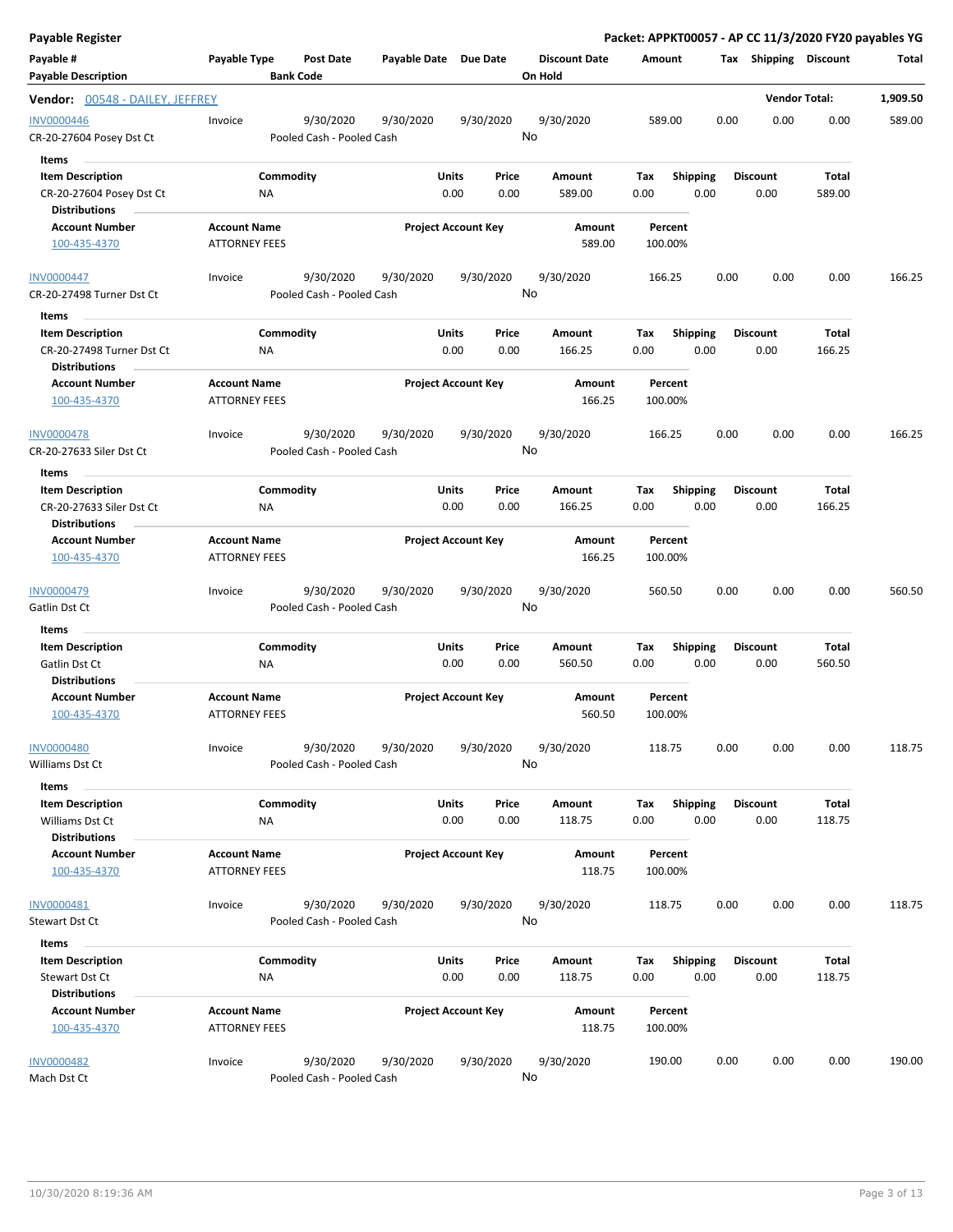**Payable Register** — **Packet: APPKT00057 - AP CC 11/3/2020 FY20 payables YG**

| Payable # / Payable Description | Payable Type | Post Date / Bank Code | Payable Date | Due Date | Discount Date / On Hold | Amount | Tax | Shipping | Discount | Total |
|---|---|---|---|---|---|---|---|---|---|---|

**Vendor: 00548 - DAILEY, JEFFREY** — Vendor Total: **1,909.50**

| Payable # | Payable Type | Post Date | Payable Date | Due Date | Discount Date | Amount | Tax | Shipping | Discount | Total |
|---|---|---|---|---|---|---|---|---|---|---|
| INV0000446 | Invoice | 9/30/2020 | 9/30/2020 | 9/30/2020 | 9/30/2020 | 589.00 | 0.00 | 0.00 | 0.00 | 589.00 |
| CR-20-27604 Posey Dst Ct | | Pooled Cash - Pooled Cash | | | No | | | | | |

**Items**

| Item Description | Commodity | Units | Price | Amount | Tax | Shipping | Discount | Total |
|---|---|---|---|---|---|---|---|---|
| CR-20-27604 Posey Dst Ct | NA | 0.00 | 0.00 | 589.00 | 0.00 | 0.00 | 0.00 | 589.00 |

**Distributions**

| Account Number | Account Name | Project Account Key | Amount | Percent |
|---|---|---|---|---|
| 100-435-4370 | ATTORNEY FEES | | 589.00 | 100.00% |

| Payable # | Payable Type | Post Date | Payable Date | Due Date | Discount Date | Amount | Tax | Shipping | Discount | Total |
|---|---|---|---|---|---|---|---|---|---|---|
| INV0000447 | Invoice | 9/30/2020 | 9/30/2020 | 9/30/2020 | 9/30/2020 | 166.25 | 0.00 | 0.00 | 0.00 | 166.25 |
| CR-20-27498 Turner Dst Ct | | Pooled Cash - Pooled Cash | | | No | | | | | |

**Items**

| Item Description | Commodity | Units | Price | Amount | Tax | Shipping | Discount | Total |
|---|---|---|---|---|---|---|---|---|
| CR-20-27498 Turner Dst Ct | NA | 0.00 | 0.00 | 166.25 | 0.00 | 0.00 | 0.00 | 166.25 |

**Distributions**

| Account Number | Account Name | Project Account Key | Amount | Percent |
|---|---|---|---|---|
| 100-435-4370 | ATTORNEY FEES | | 166.25 | 100.00% |

| Payable # | Payable Type | Post Date | Payable Date | Due Date | Discount Date | Amount | Tax | Shipping | Discount | Total |
|---|---|---|---|---|---|---|---|---|---|---|
| INV0000478 | Invoice | 9/30/2020 | 9/30/2020 | 9/30/2020 | 9/30/2020 | 166.25 | 0.00 | 0.00 | 0.00 | 166.25 |
| CR-20-27633 Siler Dst Ct | | Pooled Cash - Pooled Cash | | | No | | | | | |

**Items**

| Item Description | Commodity | Units | Price | Amount | Tax | Shipping | Discount | Total |
|---|---|---|---|---|---|---|---|---|
| CR-20-27633 Siler Dst Ct | NA | 0.00 | 0.00 | 166.25 | 0.00 | 0.00 | 0.00 | 166.25 |

**Distributions**

| Account Number | Account Name | Project Account Key | Amount | Percent |
|---|---|---|---|---|
| 100-435-4370 | ATTORNEY FEES | | 166.25 | 100.00% |

| Payable # | Payable Type | Post Date | Payable Date | Due Date | Discount Date | Amount | Tax | Shipping | Discount | Total |
|---|---|---|---|---|---|---|---|---|---|---|
| INV0000479 | Invoice | 9/30/2020 | 9/30/2020 | 9/30/2020 | 9/30/2020 | 560.50 | 0.00 | 0.00 | 0.00 | 560.50 |
| Gatlin Dst Ct | | Pooled Cash - Pooled Cash | | | No | | | | | |

**Items**

| Item Description | Commodity | Units | Price | Amount | Tax | Shipping | Discount | Total |
|---|---|---|---|---|---|---|---|---|
| Gatlin Dst Ct | NA | 0.00 | 0.00 | 560.50 | 0.00 | 0.00 | 0.00 | 560.50 |

**Distributions**

| Account Number | Account Name | Project Account Key | Amount | Percent |
|---|---|---|---|---|
| 100-435-4370 | ATTORNEY FEES | | 560.50 | 100.00% |

| Payable # | Payable Type | Post Date | Payable Date | Due Date | Discount Date | Amount | Tax | Shipping | Discount | Total |
|---|---|---|---|---|---|---|---|---|---|---|
| INV0000480 | Invoice | 9/30/2020 | 9/30/2020 | 9/30/2020 | 9/30/2020 | 118.75 | 0.00 | 0.00 | 0.00 | 118.75 |
| Williams Dst Ct | | Pooled Cash - Pooled Cash | | | No | | | | | |

**Items**

| Item Description | Commodity | Units | Price | Amount | Tax | Shipping | Discount | Total |
|---|---|---|---|---|---|---|---|---|
| Williams Dst Ct | NA | 0.00 | 0.00 | 118.75 | 0.00 | 0.00 | 0.00 | 118.75 |

**Distributions**

| Account Number | Account Name | Project Account Key | Amount | Percent |
|---|---|---|---|---|
| 100-435-4370 | ATTORNEY FEES | | 118.75 | 100.00% |

| Payable # | Payable Type | Post Date | Payable Date | Due Date | Discount Date | Amount | Tax | Shipping | Discount | Total |
|---|---|---|---|---|---|---|---|---|---|---|
| INV0000481 | Invoice | 9/30/2020 | 9/30/2020 | 9/30/2020 | 9/30/2020 | 118.75 | 0.00 | 0.00 | 0.00 | 118.75 |
| Stewart Dst Ct | | Pooled Cash - Pooled Cash | | | No | | | | | |

**Items**

| Item Description | Commodity | Units | Price | Amount | Tax | Shipping | Discount | Total |
|---|---|---|---|---|---|---|---|---|
| Stewart Dst Ct | NA | 0.00 | 0.00 | 118.75 | 0.00 | 0.00 | 0.00 | 118.75 |

**Distributions**

| Account Number | Account Name | Project Account Key | Amount | Percent |
|---|---|---|---|---|
| 100-435-4370 | ATTORNEY FEES | | 118.75 | 100.00% |

| Payable # | Payable Type | Post Date | Payable Date | Due Date | Discount Date | Amount | Tax | Shipping | Discount | Total |
|---|---|---|---|---|---|---|---|---|---|---|
| INV0000482 | Invoice | 9/30/2020 | 9/30/2020 | 9/30/2020 | 9/30/2020 | 190.00 | 0.00 | 0.00 | 0.00 | 190.00 |
| Mach Dst Ct | | Pooled Cash - Pooled Cash | | | No | | | | | |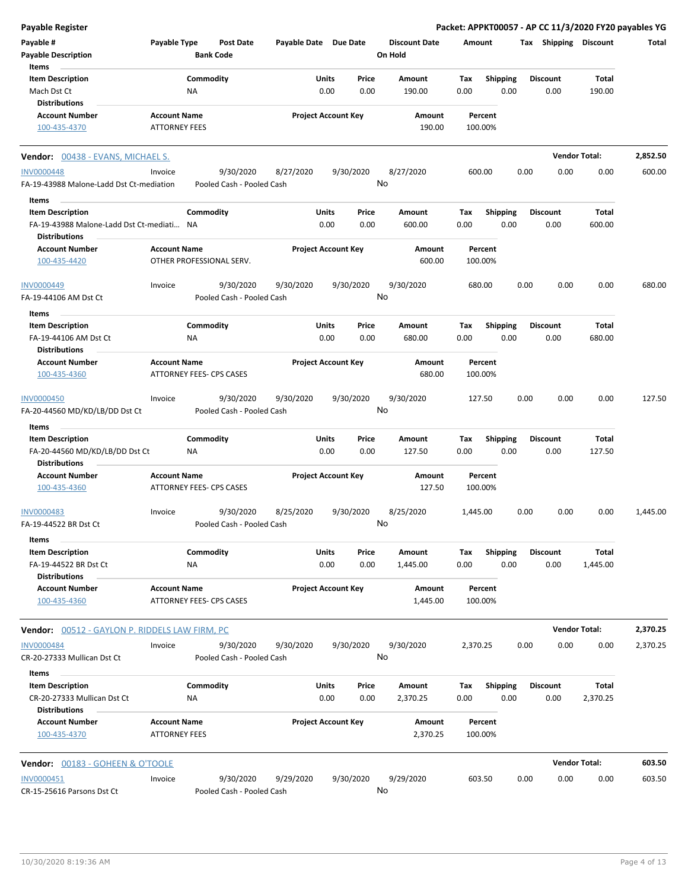**Payable Register** — **Packet: APPKT00057 - AP CC 11/3/2020 FY20 payables YG**

| Payable # / Payable Description | Payable Type | Post Date / Bank Code | Payable Date | Due Date | Discount Date / On Hold | Amount | Tax | Shipping | Discount | Total |
|---|---|---|---|---|---|---|---|---|---|---|

Items

| Item Description | Commodity | Units | Price | Amount | Tax | Shipping | Discount | Total |
|---|---|---|---|---|---|---|---|---|
| Mach Dst Ct | NA | 0.00 | 0.00 | 190.00 | 0.00 | 0.00 | 0.00 | 190.00 |

Distributions

| Account Number | Account Name | Project Account Key | Amount | Percent |
|---|---|---|---|---|
| 100-435-4370 | ATTORNEY FEES | | 190.00 | 100.00% |

---

**Vendor: 00438 - EVANS, MICHAEL S.** — **Vendor Total: 2,852.50**

| Payable # | Payable Type | Post Date | Payable Date | Due Date | Discount Date | Amount | Tax | Shipping | Discount | Total |
|---|---|---|---|---|---|---|---|---|---|---|
| INV0000448 | Invoice | 9/30/2020 | 8/27/2020 | 9/30/2020 | 8/27/2020 | 600.00 | 0.00 | 0.00 | 0.00 | 600.00 |

FA-19-43988 Malone-Ladd Dst Ct-mediation — Pooled Cash - Pooled Cash — On Hold: No

Items

| Item Description | Commodity | Units | Price | Amount | Tax | Shipping | Discount | Total |
|---|---|---|---|---|---|---|---|---|
| FA-19-43988 Malone-Ladd Dst Ct-mediati… | NA | 0.00 | 0.00 | 600.00 | 0.00 | 0.00 | 0.00 | 600.00 |

Distributions

| Account Number | Account Name | Project Account Key | Amount | Percent |
|---|---|---|---|---|
| 100-435-4420 | OTHER PROFESSIONAL SERV. | | 600.00 | 100.00% |

| Payable # | Payable Type | Post Date | Payable Date | Due Date | Discount Date | Amount | Tax | Shipping | Discount | Total |
|---|---|---|---|---|---|---|---|---|---|---|
| INV0000449 | Invoice | 9/30/2020 | 9/30/2020 | 9/30/2020 | 9/30/2020 | 680.00 | 0.00 | 0.00 | 0.00 | 680.00 |

FA-19-44106 AM Dst Ct — Pooled Cash - Pooled Cash — On Hold: No

Items

| Item Description | Commodity | Units | Price | Amount | Tax | Shipping | Discount | Total |
|---|---|---|---|---|---|---|---|---|
| FA-19-44106 AM Dst Ct | NA | 0.00 | 0.00 | 680.00 | 0.00 | 0.00 | 0.00 | 680.00 |

Distributions

| Account Number | Account Name | Project Account Key | Amount | Percent |
|---|---|---|---|---|
| 100-435-4360 | ATTORNEY FEES- CPS CASES | | 680.00 | 100.00% |

| Payable # | Payable Type | Post Date | Payable Date | Due Date | Discount Date | Amount | Tax | Shipping | Discount | Total |
|---|---|---|---|---|---|---|---|---|---|---|
| INV0000450 | Invoice | 9/30/2020 | 9/30/2020 | 9/30/2020 | 9/30/2020 | 127.50 | 0.00 | 0.00 | 0.00 | 127.50 |

FA-20-44560 MD/KD/LB/DD Dst Ct — Pooled Cash - Pooled Cash — On Hold: No

Items

| Item Description | Commodity | Units | Price | Amount | Tax | Shipping | Discount | Total |
|---|---|---|---|---|---|---|---|---|
| FA-20-44560 MD/KD/LB/DD Dst Ct | NA | 0.00 | 0.00 | 127.50 | 0.00 | 0.00 | 0.00 | 127.50 |

Distributions

| Account Number | Account Name | Project Account Key | Amount | Percent |
|---|---|---|---|---|
| 100-435-4360 | ATTORNEY FEES- CPS CASES | | 127.50 | 100.00% |

| Payable # | Payable Type | Post Date | Payable Date | Due Date | Discount Date | Amount | Tax | Shipping | Discount | Total |
|---|---|---|---|---|---|---|---|---|---|---|
| INV0000483 | Invoice | 9/30/2020 | 8/25/2020 | 9/30/2020 | 8/25/2020 | 1,445.00 | 0.00 | 0.00 | 0.00 | 1,445.00 |

FA-19-44522 BR Dst Ct — Pooled Cash - Pooled Cash — On Hold: No

Items

| Item Description | Commodity | Units | Price | Amount | Tax | Shipping | Discount | Total |
|---|---|---|---|---|---|---|---|---|
| FA-19-44522 BR Dst Ct | NA | 0.00 | 0.00 | 1,445.00 | 0.00 | 0.00 | 0.00 | 1,445.00 |

Distributions

| Account Number | Account Name | Project Account Key | Amount | Percent |
|---|---|---|---|---|
| 100-435-4360 | ATTORNEY FEES- CPS CASES | | 1,445.00 | 100.00% |

---

**Vendor: 00512 - GAYLON P. RIDDELS LAW FIRM, PC** — **Vendor Total: 2,370.25**

| Payable # | Payable Type | Post Date | Payable Date | Due Date | Discount Date | Amount | Tax | Shipping | Discount | Total |
|---|---|---|---|---|---|---|---|---|---|---|
| INV0000484 | Invoice | 9/30/2020 | 9/30/2020 | 9/30/2020 | 9/30/2020 | 2,370.25 | 0.00 | 0.00 | 0.00 | 2,370.25 |

CR-20-27333 Mullican Dst Ct — Pooled Cash - Pooled Cash — On Hold: No

Items

| Item Description | Commodity | Units | Price | Amount | Tax | Shipping | Discount | Total |
|---|---|---|---|---|---|---|---|---|
| CR-20-27333 Mullican Dst Ct | NA | 0.00 | 0.00 | 2,370.25 | 0.00 | 0.00 | 0.00 | 2,370.25 |

Distributions

| Account Number | Account Name | Project Account Key | Amount | Percent |
|---|---|---|---|---|
| 100-435-4370 | ATTORNEY FEES | | 2,370.25 | 100.00% |

---

**Vendor: 00183 - GOHEEN & O'TOOLE** — **Vendor Total: 603.50**

| Payable # | Payable Type | Post Date | Payable Date | Due Date | Discount Date | Amount | Tax | Shipping | Discount | Total |
|---|---|---|---|---|---|---|---|---|---|---|
| INV0000451 | Invoice | 9/30/2020 | 9/29/2020 | 9/30/2020 | 9/29/2020 | 603.50 | 0.00 | 0.00 | 0.00 | 603.50 |

CR-15-25616 Parsons Dst Ct — Pooled Cash - Pooled Cash — On Hold: No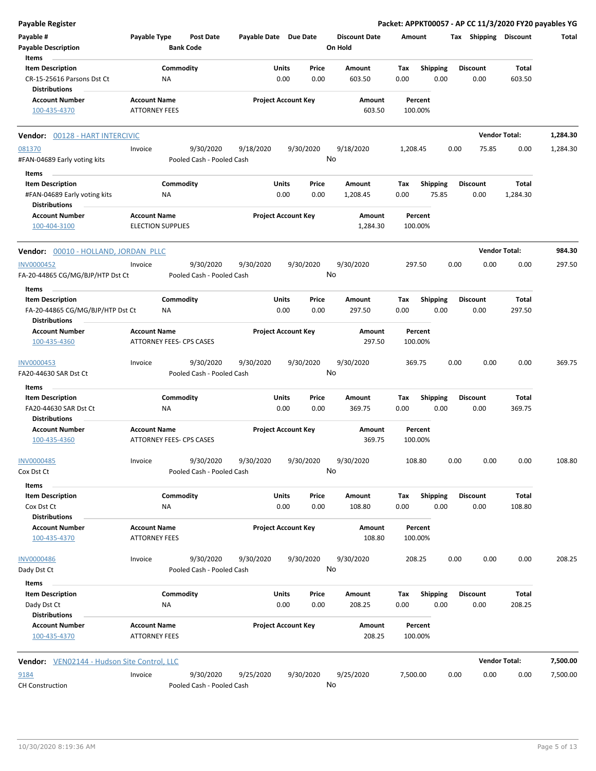**Payable Register** — **Packet: APPKT00057 - AP CC 11/3/2020 FY20 payables YG**

| Payable # / Payable Description | Payable Type | Post Date / Bank Code | Payable Date | Due Date | Discount Date / On Hold | Amount | Tax | Shipping | Discount | Total |
|---|---|---|---|---|---|---|---|---|---|---|

**Items**

| Item Description | Commodity | Units | Price | Amount | Tax | Shipping | Discount | Total |
|---|---|---|---|---|---|---|---|---|
| CR-15-25616 Parsons Dst Ct | NA | 0.00 | 0.00 | 603.50 | 0.00 | 0.00 | 0.00 | 603.50 |

**Distributions**

| Account Number | Account Name | Project Account Key | Amount | Percent |
|---|---|---|---|---|
| 100-435-4370 | ATTORNEY FEES | | 603.50 | 100.00% |

---

**Vendor: 00128 - HART INTERCIVIC** — Vendor Total: **1,284.30**

| Payable # | Payable Type | Post Date | Payable Date | Due Date | Discount Date | Amount | Tax | Shipping | Discount | Total |
|---|---|---|---|---|---|---|---|---|---|---|
| 081370 | Invoice | 9/30/2020 | 9/18/2020 | 9/30/2020 | 9/18/2020 | 1,208.45 | 0.00 | 75.85 | 0.00 | 1,284.30 |

#FAN-04689 Early voting kits — Pooled Cash - Pooled Cash — On Hold: No

**Items**

| Item Description | Commodity | Units | Price | Amount | Tax | Shipping | Discount | Total |
|---|---|---|---|---|---|---|---|---|
| #FAN-04689 Early voting kits | NA | 0.00 | 0.00 | 1,208.45 | 0.00 | 75.85 | 0.00 | 1,284.30 |

**Distributions**

| Account Number | Account Name | Project Account Key | Amount | Percent |
|---|---|---|---|---|
| 100-404-3100 | ELECTION SUPPLIES | | 1,284.30 | 100.00% |

---

**Vendor: 00010 - HOLLAND, JORDAN PLLC** — Vendor Total: **984.30**

| Payable # | Payable Type | Post Date | Payable Date | Due Date | Discount Date | Amount | Tax | Shipping | Discount | Total |
|---|---|---|---|---|---|---|---|---|---|---|
| INV0000452 | Invoice | 9/30/2020 | 9/30/2020 | 9/30/2020 | 9/30/2020 | 297.50 | 0.00 | 0.00 | 0.00 | 297.50 |

FA-20-44865 CG/MG/BJP/HTP Dst Ct — Pooled Cash - Pooled Cash — On Hold: No

**Items**

| Item Description | Commodity | Units | Price | Amount | Tax | Shipping | Discount | Total |
|---|---|---|---|---|---|---|---|---|
| FA-20-44865 CG/MG/BJP/HTP Dst Ct | NA | 0.00 | 0.00 | 297.50 | 0.00 | 0.00 | 0.00 | 297.50 |

**Distributions**

| Account Number | Account Name | Project Account Key | Amount | Percent |
|---|---|---|---|---|
| 100-435-4360 | ATTORNEY FEES- CPS CASES | | 297.50 | 100.00% |

| Payable # | Payable Type | Post Date | Payable Date | Due Date | Discount Date | Amount | Tax | Shipping | Discount | Total |
|---|---|---|---|---|---|---|---|---|---|---|
| INV0000453 | Invoice | 9/30/2020 | 9/30/2020 | 9/30/2020 | 9/30/2020 | 369.75 | 0.00 | 0.00 | 0.00 | 369.75 |

FA20-44630 SAR Dst Ct — Pooled Cash - Pooled Cash — On Hold: No

**Items**

| Item Description | Commodity | Units | Price | Amount | Tax | Shipping | Discount | Total |
|---|---|---|---|---|---|---|---|---|
| FA20-44630 SAR Dst Ct | NA | 0.00 | 0.00 | 369.75 | 0.00 | 0.00 | 0.00 | 369.75 |

**Distributions**

| Account Number | Account Name | Project Account Key | Amount | Percent |
|---|---|---|---|---|
| 100-435-4360 | ATTORNEY FEES- CPS CASES | | 369.75 | 100.00% |

| Payable # | Payable Type | Post Date | Payable Date | Due Date | Discount Date | Amount | Tax | Shipping | Discount | Total |
|---|---|---|---|---|---|---|---|---|---|---|
| INV0000485 | Invoice | 9/30/2020 | 9/30/2020 | 9/30/2020 | 9/30/2020 | 108.80 | 0.00 | 0.00 | 0.00 | 108.80 |

Cox Dst Ct — Pooled Cash - Pooled Cash — On Hold: No

**Items**

| Item Description | Commodity | Units | Price | Amount | Tax | Shipping | Discount | Total |
|---|---|---|---|---|---|---|---|---|
| Cox Dst Ct | NA | 0.00 | 0.00 | 108.80 | 0.00 | 0.00 | 0.00 | 108.80 |

**Distributions**

| Account Number | Account Name | Project Account Key | Amount | Percent |
|---|---|---|---|---|
| 100-435-4370 | ATTORNEY FEES | | 108.80 | 100.00% |

| Payable # | Payable Type | Post Date | Payable Date | Due Date | Discount Date | Amount | Tax | Shipping | Discount | Total |
|---|---|---|---|---|---|---|---|---|---|---|
| INV0000486 | Invoice | 9/30/2020 | 9/30/2020 | 9/30/2020 | 9/30/2020 | 208.25 | 0.00 | 0.00 | 0.00 | 208.25 |

Dady Dst Ct — Pooled Cash - Pooled Cash — On Hold: No

**Items**

| Item Description | Commodity | Units | Price | Amount | Tax | Shipping | Discount | Total |
|---|---|---|---|---|---|---|---|---|
| Dady Dst Ct | NA | 0.00 | 0.00 | 208.25 | 0.00 | 0.00 | 0.00 | 208.25 |

**Distributions**

| Account Number | Account Name | Project Account Key | Amount | Percent |
|---|---|---|---|---|
| 100-435-4370 | ATTORNEY FEES | | 208.25 | 100.00% |

---

**Vendor: VEN02144 - Hudson Site Control, LLC** — Vendor Total: **7,500.00**

| Payable # | Payable Type | Post Date | Payable Date | Due Date | Discount Date | Amount | Tax | Shipping | Discount | Total |
|---|---|---|---|---|---|---|---|---|---|---|
| 9184 | Invoice | 9/30/2020 | 9/25/2020 | 9/30/2020 | 9/25/2020 | 7,500.00 | 0.00 | 0.00 | 0.00 | 7,500.00 |

CH Construction — Pooled Cash - Pooled Cash — On Hold: No

10/30/2020 8:19:36 AM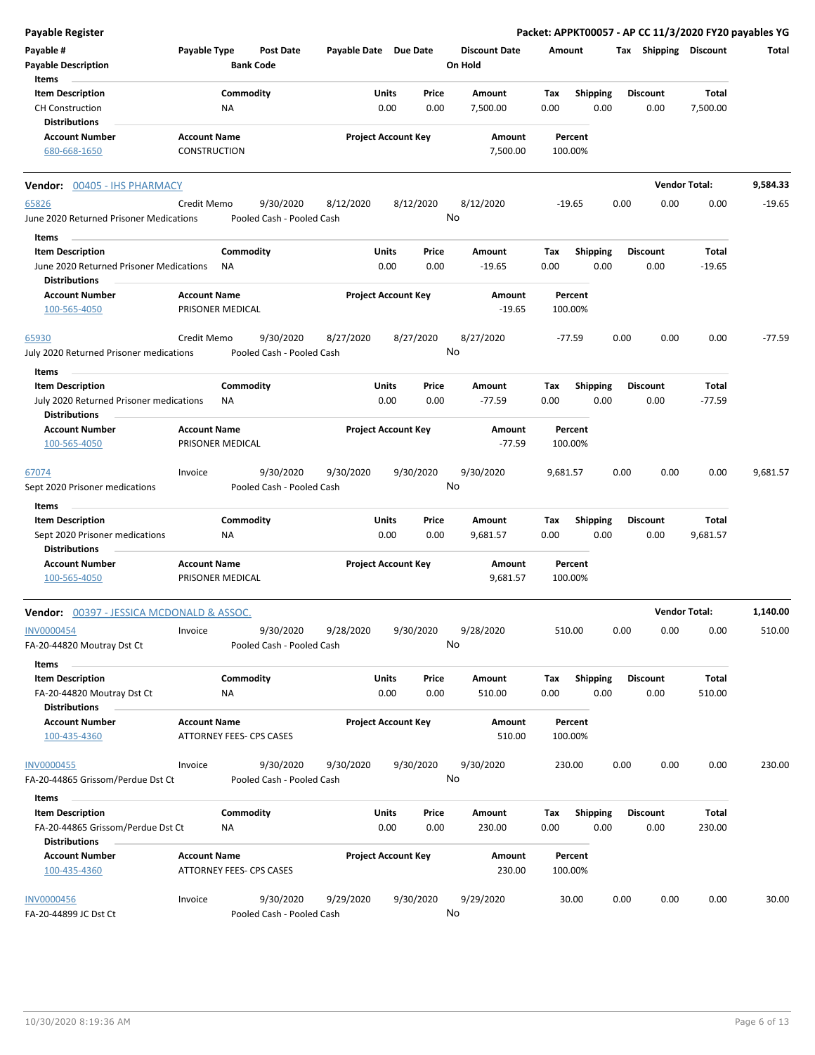**Payable Register** | **Packet: APPKT00057 - AP CC 11/3/2020 FY20 payables YG**

| Payable # | Payable Type | Post Date | Payable Date | Due Date | Discount Date | Amount | Tax | Shipping | Discount | Total |
|---|---|---|---|---|---|---|---|---|---|---|
| Payable Description | | Bank Code | | | On Hold | | | | | |

| Item Description | Commodity | Units | Price | Amount | Tax | Shipping | Discount | Total |
|---|---|---|---|---|---|---|---|---|
| CH Construction | NA | 0.00 | 0.00 | 7,500.00 | 0.00 | 0.00 | 0.00 | 7,500.00 |

**Distributions**

| Account Number | Account Name | Project Account Key | Amount | Percent |
|---|---|---|---|---|
| 680-668-1650 | CONSTRUCTION | | 7,500.00 | 100.00% |

---

**Vendor: 00405 - IHS PHARMACY** — **Vendor Total: 9,584.33**

| Payable # | Payable Type | Post Date | Payable Date | Due Date | Discount Date | Amount | Tax | Shipping | Discount | Total |
|---|---|---|---|---|---|---|---|---|---|---|
| 65826 | Credit Memo | 9/30/2020 | 8/12/2020 | 8/12/2020 | 8/12/2020 | -19.65 | 0.00 | 0.00 | 0.00 | -19.65 |

June 2020 Returned Prisoner Medications — Pooled Cash - Pooled Cash — On Hold: No

| Item Description | Commodity | Units | Price | Amount | Tax | Shipping | Discount | Total |
|---|---|---|---|---|---|---|---|---|
| June 2020 Returned Prisoner Medications | NA | 0.00 | 0.00 | -19.65 | 0.00 | 0.00 | 0.00 | -19.65 |

**Distributions**

| Account Number | Account Name | Project Account Key | Amount | Percent |
|---|---|---|---|---|
| 100-565-4050 | PRISONER MEDICAL | | -19.65 | 100.00% |

| Payable # | Payable Type | Post Date | Payable Date | Due Date | Discount Date | Amount | Tax | Shipping | Discount | Total |
|---|---|---|---|---|---|---|---|---|---|---|
| 65930 | Credit Memo | 9/30/2020 | 8/27/2020 | 8/27/2020 | 8/27/2020 | -77.59 | 0.00 | 0.00 | 0.00 | -77.59 |

July 2020 Returned Prisoner medications — Pooled Cash - Pooled Cash — On Hold: No

| Item Description | Commodity | Units | Price | Amount | Tax | Shipping | Discount | Total |
|---|---|---|---|---|---|---|---|---|
| July 2020 Returned Prisoner medications | NA | 0.00 | 0.00 | -77.59 | 0.00 | 0.00 | 0.00 | -77.59 |

**Distributions**

| Account Number | Account Name | Project Account Key | Amount | Percent |
|---|---|---|---|---|
| 100-565-4050 | PRISONER MEDICAL | | -77.59 | 100.00% |

| Payable # | Payable Type | Post Date | Payable Date | Due Date | Discount Date | Amount | Tax | Shipping | Discount | Total |
|---|---|---|---|---|---|---|---|---|---|---|
| 67074 | Invoice | 9/30/2020 | 9/30/2020 | 9/30/2020 | 9/30/2020 | 9,681.57 | 0.00 | 0.00 | 0.00 | 9,681.57 |

Sept 2020 Prisoner medications — Pooled Cash - Pooled Cash — On Hold: No

| Item Description | Commodity | Units | Price | Amount | Tax | Shipping | Discount | Total |
|---|---|---|---|---|---|---|---|---|
| Sept 2020 Prisoner medications | NA | 0.00 | 0.00 | 9,681.57 | 0.00 | 0.00 | 0.00 | 9,681.57 |

**Distributions**

| Account Number | Account Name | Project Account Key | Amount | Percent |
|---|---|---|---|---|
| 100-565-4050 | PRISONER MEDICAL | | 9,681.57 | 100.00% |

---

**Vendor: 00397 - JESSICA MCDONALD & ASSOC.** — **Vendor Total: 1,140.00**

| Payable # | Payable Type | Post Date | Payable Date | Due Date | Discount Date | Amount | Tax | Shipping | Discount | Total |
|---|---|---|---|---|---|---|---|---|---|---|
| INV0000454 | Invoice | 9/30/2020 | 9/28/2020 | 9/30/2020 | 9/28/2020 | 510.00 | 0.00 | 0.00 | 0.00 | 510.00 |

FA-20-44820 Moutray Dst Ct — Pooled Cash - Pooled Cash — On Hold: No

| Item Description | Commodity | Units | Price | Amount | Tax | Shipping | Discount | Total |
|---|---|---|---|---|---|---|---|---|
| FA-20-44820 Moutray Dst Ct | NA | 0.00 | 0.00 | 510.00 | 0.00 | 0.00 | 0.00 | 510.00 |

**Distributions**

| Account Number | Account Name | Project Account Key | Amount | Percent |
|---|---|---|---|---|
| 100-435-4360 | ATTORNEY FEES- CPS CASES | | 510.00 | 100.00% |

| Payable # | Payable Type | Post Date | Payable Date | Due Date | Discount Date | Amount | Tax | Shipping | Discount | Total |
|---|---|---|---|---|---|---|---|---|---|---|
| INV0000455 | Invoice | 9/30/2020 | 9/30/2020 | 9/30/2020 | 9/30/2020 | 230.00 | 0.00 | 0.00 | 0.00 | 230.00 |

FA-20-44865 Grissom/Perdue Dst Ct — Pooled Cash - Pooled Cash — On Hold: No

| Item Description | Commodity | Units | Price | Amount | Tax | Shipping | Discount | Total |
|---|---|---|---|---|---|---|---|---|
| FA-20-44865 Grissom/Perdue Dst Ct | NA | 0.00 | 0.00 | 230.00 | 0.00 | 0.00 | 0.00 | 230.00 |

**Distributions**

| Account Number | Account Name | Project Account Key | Amount | Percent |
|---|---|---|---|---|
| 100-435-4360 | ATTORNEY FEES- CPS CASES | | 230.00 | 100.00% |

| Payable # | Payable Type | Post Date | Payable Date | Due Date | Discount Date | Amount | Tax | Shipping | Discount | Total |
|---|---|---|---|---|---|---|---|---|---|---|
| INV0000456 | Invoice | 9/30/2020 | 9/29/2020 | 9/30/2020 | 9/29/2020 | 30.00 | 0.00 | 0.00 | 0.00 | 30.00 |

FA-20-44899 JC Dst Ct — Pooled Cash - Pooled Cash — On Hold: No

10/30/2020 8:19:36 AM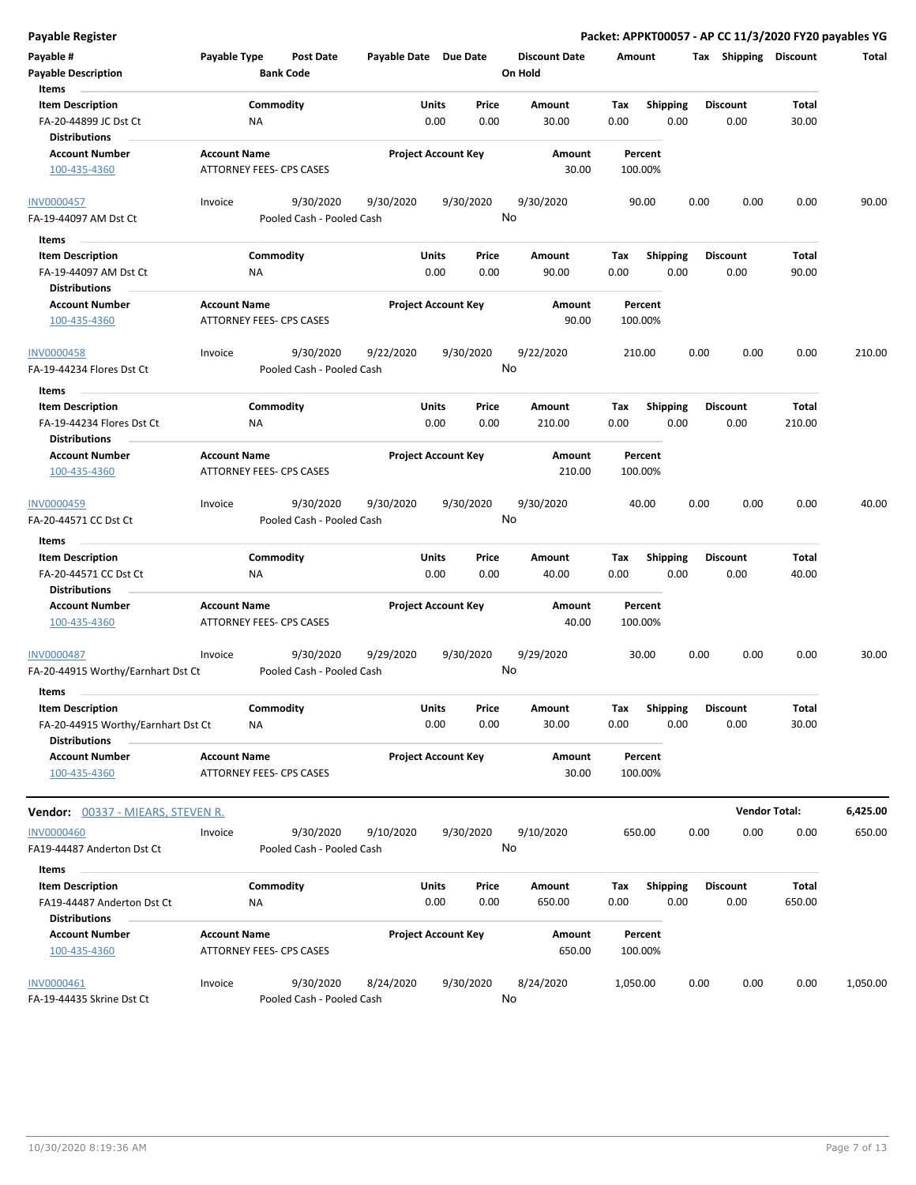**Payable Register** — **Packet: APPKT00057 - AP CC 11/3/2020 FY20 payables YG**

| Payable # | Payable Type | Post Date | Payable Date | Due Date | Discount Date | Amount | Tax | Shipping | Discount | Total |
|---|---|---|---|---|---|---|---|---|---|---|
| Payable Description | | Bank Code | | | On Hold | | | | | |

**Items**

| Item Description | Commodity | Units | Price | Amount | Tax | Shipping | Discount | Total |
|---|---|---|---|---|---|---|---|---|
| FA-20-44899 JC Dst Ct | NA | 0.00 | 0.00 | 30.00 | 0.00 | 0.00 | 0.00 | 30.00 |

**Distributions**

| Account Number | Account Name | Project Account Key | Amount | Percent |
|---|---|---|---|---|
| 100-435-4360 | ATTORNEY FEES- CPS CASES | | 30.00 | 100.00% |

| Payable # | Payable Type | Post Date | Payable Date | Due Date | Discount Date | Amount | Tax | Shipping | Discount | Total |
|---|---|---|---|---|---|---|---|---|---|---|
| INV0000457 | Invoice | 9/30/2020 | 9/30/2020 | 9/30/2020 | 9/30/2020 | 90.00 | 0.00 | 0.00 | 0.00 | 90.00 |
| FA-19-44097 AM Dst Ct | | Pooled Cash - Pooled Cash | | | No | | | | | |

**Items**

| Item Description | Commodity | Units | Price | Amount | Tax | Shipping | Discount | Total |
|---|---|---|---|---|---|---|---|---|
| FA-19-44097 AM Dst Ct | NA | 0.00 | 0.00 | 90.00 | 0.00 | 0.00 | 0.00 | 90.00 |

**Distributions**

| Account Number | Account Name | Project Account Key | Amount | Percent |
|---|---|---|---|---|
| 100-435-4360 | ATTORNEY FEES- CPS CASES | | 90.00 | 100.00% |

| Payable # | Payable Type | Post Date | Payable Date | Due Date | Discount Date | Amount | Tax | Shipping | Discount | Total |
|---|---|---|---|---|---|---|---|---|---|---|
| INV0000458 | Invoice | 9/30/2020 | 9/22/2020 | 9/30/2020 | 9/22/2020 | 210.00 | 0.00 | 0.00 | 0.00 | 210.00 |
| FA-19-44234 Flores Dst Ct | | Pooled Cash - Pooled Cash | | | No | | | | | |

**Items**

| Item Description | Commodity | Units | Price | Amount | Tax | Shipping | Discount | Total |
|---|---|---|---|---|---|---|---|---|
| FA-19-44234 Flores Dst Ct | NA | 0.00 | 0.00 | 210.00 | 0.00 | 0.00 | 0.00 | 210.00 |

**Distributions**

| Account Number | Account Name | Project Account Key | Amount | Percent |
|---|---|---|---|---|
| 100-435-4360 | ATTORNEY FEES- CPS CASES | | 210.00 | 100.00% |

| Payable # | Payable Type | Post Date | Payable Date | Due Date | Discount Date | Amount | Tax | Shipping | Discount | Total |
|---|---|---|---|---|---|---|---|---|---|---|
| INV0000459 | Invoice | 9/30/2020 | 9/30/2020 | 9/30/2020 | 9/30/2020 | 40.00 | 0.00 | 0.00 | 0.00 | 40.00 |
| FA-20-44571 CC Dst Ct | | Pooled Cash - Pooled Cash | | | No | | | | | |

**Items**

| Item Description | Commodity | Units | Price | Amount | Tax | Shipping | Discount | Total |
|---|---|---|---|---|---|---|---|---|
| FA-20-44571 CC Dst Ct | NA | 0.00 | 0.00 | 40.00 | 0.00 | 0.00 | 0.00 | 40.00 |

**Distributions**

| Account Number | Account Name | Project Account Key | Amount | Percent |
|---|---|---|---|---|
| 100-435-4360 | ATTORNEY FEES- CPS CASES | | 40.00 | 100.00% |

| Payable # | Payable Type | Post Date | Payable Date | Due Date | Discount Date | Amount | Tax | Shipping | Discount | Total |
|---|---|---|---|---|---|---|---|---|---|---|
| INV0000487 | Invoice | 9/30/2020 | 9/29/2020 | 9/30/2020 | 9/29/2020 | 30.00 | 0.00 | 0.00 | 0.00 | 30.00 |
| FA-20-44915 Worthy/Earnhart Dst Ct | | Pooled Cash - Pooled Cash | | | No | | | | | |

**Items**

| Item Description | Commodity | Units | Price | Amount | Tax | Shipping | Discount | Total |
|---|---|---|---|---|---|---|---|---|
| FA-20-44915 Worthy/Earnhart Dst Ct | NA | 0.00 | 0.00 | 30.00 | 0.00 | 0.00 | 0.00 | 30.00 |

**Distributions**

| Account Number | Account Name | Project Account Key | Amount | Percent |
|---|---|---|---|---|
| 100-435-4360 | ATTORNEY FEES- CPS CASES | | 30.00 | 100.00% |

**Vendor:** 00337 - MIEARS, STEVEN R. — **Vendor Total:** 6,425.00

| Payable # | Payable Type | Post Date | Payable Date | Due Date | Discount Date | Amount | Tax | Shipping | Discount | Total |
|---|---|---|---|---|---|---|---|---|---|---|
| INV0000460 | Invoice | 9/30/2020 | 9/10/2020 | 9/30/2020 | 9/10/2020 | 650.00 | 0.00 | 0.00 | 0.00 | 650.00 |
| FA19-44487 Anderton Dst Ct | | Pooled Cash - Pooled Cash | | | No | | | | | |

**Items**

| Item Description | Commodity | Units | Price | Amount | Tax | Shipping | Discount | Total |
|---|---|---|---|---|---|---|---|---|
| FA19-44487 Anderton Dst Ct | NA | 0.00 | 0.00 | 650.00 | 0.00 | 0.00 | 0.00 | 650.00 |

**Distributions**

| Account Number | Account Name | Project Account Key | Amount | Percent |
|---|---|---|---|---|
| 100-435-4360 | ATTORNEY FEES- CPS CASES | | 650.00 | 100.00% |

| Payable # | Payable Type | Post Date | Payable Date | Due Date | Discount Date | Amount | Tax | Shipping | Discount | Total |
|---|---|---|---|---|---|---|---|---|---|---|
| INV0000461 | Invoice | 9/30/2020 | 8/24/2020 | 9/30/2020 | 8/24/2020 | 1,050.00 | 0.00 | 0.00 | 0.00 | 1,050.00 |
| FA-19-44435 Skrine Dst Ct | | Pooled Cash - Pooled Cash | | | No | | | | | |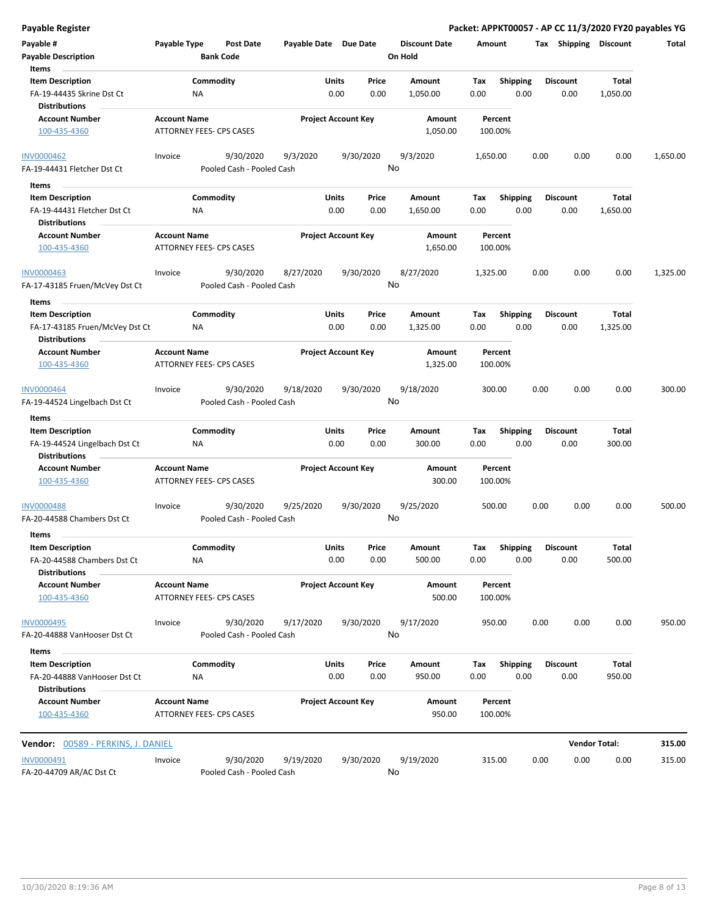**Payable Register** — **Packet: APPKT00057 - AP CC 11/3/2020 FY20 payables YG**

| Payable # | Payable Type | Post Date | Payable Date | Due Date | Discount Date | Amount | Tax | Shipping | Discount | Total |
|---|---|---|---|---|---|---|---|---|---|---|
| **Payable Description** | | **Bank Code** | | | **On Hold** | | | | | |

**Items**

| Item Description | Commodity | Units | Price | Amount | Tax | Shipping | Discount | Total |
|---|---|---|---|---|---|---|---|---|
| FA-19-44435 Skrine Dst Ct | NA | 0.00 | 0.00 | 1,050.00 | 0.00 | 0.00 | 0.00 | 1,050.00 |

**Distributions**

| Account Number | Account Name | Project Account Key | Amount | Percent |
|---|---|---|---|---|
| 100-435-4360 | ATTORNEY FEES- CPS CASES | | 1,050.00 | 100.00% |

| Payable # | Payable Type | Post Date | Payable Date | Due Date | Discount Date | Amount | Tax | Shipping | Discount | Total |
|---|---|---|---|---|---|---|---|---|---|---|
| INV0000462 | Invoice | 9/30/2020 | 9/3/2020 | 9/30/2020 | 9/3/2020 | 1,650.00 | 0.00 | 0.00 | 0.00 | 1,650.00 |
| FA-19-44431 Fletcher Dst Ct | | Pooled Cash - Pooled Cash | | | No | | | | | |

**Items**

| Item Description | Commodity | Units | Price | Amount | Tax | Shipping | Discount | Total |
|---|---|---|---|---|---|---|---|---|
| FA-19-44431 Fletcher Dst Ct | NA | 0.00 | 0.00 | 1,650.00 | 0.00 | 0.00 | 0.00 | 1,650.00 |

**Distributions**

| Account Number | Account Name | Project Account Key | Amount | Percent |
|---|---|---|---|---|
| 100-435-4360 | ATTORNEY FEES- CPS CASES | | 1,650.00 | 100.00% |

| Payable # | Payable Type | Post Date | Payable Date | Due Date | Discount Date | Amount | Tax | Shipping | Discount | Total |
|---|---|---|---|---|---|---|---|---|---|---|
| INV0000463 | Invoice | 9/30/2020 | 8/27/2020 | 9/30/2020 | 8/27/2020 | 1,325.00 | 0.00 | 0.00 | 0.00 | 1,325.00 |
| FA-17-43185 Fruen/McVey Dst Ct | | Pooled Cash - Pooled Cash | | | No | | | | | |

**Items**

| Item Description | Commodity | Units | Price | Amount | Tax | Shipping | Discount | Total |
|---|---|---|---|---|---|---|---|---|
| FA-17-43185 Fruen/McVey Dst Ct | NA | 0.00 | 0.00 | 1,325.00 | 0.00 | 0.00 | 0.00 | 1,325.00 |

**Distributions**

| Account Number | Account Name | Project Account Key | Amount | Percent |
|---|---|---|---|---|
| 100-435-4360 | ATTORNEY FEES- CPS CASES | | 1,325.00 | 100.00% |

| Payable # | Payable Type | Post Date | Payable Date | Due Date | Discount Date | Amount | Tax | Shipping | Discount | Total |
|---|---|---|---|---|---|---|---|---|---|---|
| INV0000464 | Invoice | 9/30/2020 | 9/18/2020 | 9/30/2020 | 9/18/2020 | 300.00 | 0.00 | 0.00 | 0.00 | 300.00 |
| FA-19-44524 Lingelbach Dst Ct | | Pooled Cash - Pooled Cash | | | No | | | | | |

**Items**

| Item Description | Commodity | Units | Price | Amount | Tax | Shipping | Discount | Total |
|---|---|---|---|---|---|---|---|---|
| FA-19-44524 Lingelbach Dst Ct | NA | 0.00 | 0.00 | 300.00 | 0.00 | 0.00 | 0.00 | 300.00 |

**Distributions**

| Account Number | Account Name | Project Account Key | Amount | Percent |
|---|---|---|---|---|
| 100-435-4360 | ATTORNEY FEES- CPS CASES | | 300.00 | 100.00% |

| Payable # | Payable Type | Post Date | Payable Date | Due Date | Discount Date | Amount | Tax | Shipping | Discount | Total |
|---|---|---|---|---|---|---|---|---|---|---|
| INV0000488 | Invoice | 9/30/2020 | 9/25/2020 | 9/30/2020 | 9/25/2020 | 500.00 | 0.00 | 0.00 | 0.00 | 500.00 |
| FA-20-44588 Chambers Dst Ct | | Pooled Cash - Pooled Cash | | | No | | | | | |

**Items**

| Item Description | Commodity | Units | Price | Amount | Tax | Shipping | Discount | Total |
|---|---|---|---|---|---|---|---|---|
| FA-20-44588 Chambers Dst Ct | NA | 0.00 | 0.00 | 500.00 | 0.00 | 0.00 | 0.00 | 500.00 |

**Distributions**

| Account Number | Account Name | Project Account Key | Amount | Percent |
|---|---|---|---|---|
| 100-435-4360 | ATTORNEY FEES- CPS CASES | | 500.00 | 100.00% |

| Payable # | Payable Type | Post Date | Payable Date | Due Date | Discount Date | Amount | Tax | Shipping | Discount | Total |
|---|---|---|---|---|---|---|---|---|---|---|
| INV0000495 | Invoice | 9/30/2020 | 9/17/2020 | 9/30/2020 | 9/17/2020 | 950.00 | 0.00 | 0.00 | 0.00 | 950.00 |
| FA-20-44888 VanHooser Dst Ct | | Pooled Cash - Pooled Cash | | | No | | | | | |

**Items**

| Item Description | Commodity | Units | Price | Amount | Tax | Shipping | Discount | Total |
|---|---|---|---|---|---|---|---|---|
| FA-20-44888 VanHooser Dst Ct | NA | 0.00 | 0.00 | 950.00 | 0.00 | 0.00 | 0.00 | 950.00 |

**Distributions**

| Account Number | Account Name | Project Account Key | Amount | Percent |
|---|---|---|---|---|
| 100-435-4360 | ATTORNEY FEES- CPS CASES | | 950.00 | 100.00% |

**Vendor:** 00589 - PERKINS, J. DANIEL — **Vendor Total: 315.00**

| Payable # | Payable Type | Post Date | Payable Date | Due Date | Discount Date | Amount | Tax | Shipping | Discount | Total |
|---|---|---|---|---|---|---|---|---|---|---|
| INV0000491 | Invoice | 9/30/2020 | 9/19/2020 | 9/30/2020 | 9/19/2020 | 315.00 | 0.00 | 0.00 | 0.00 | 315.00 |
| FA-20-44709 AR/AC Dst Ct | | Pooled Cash - Pooled Cash | | | No | | | | | |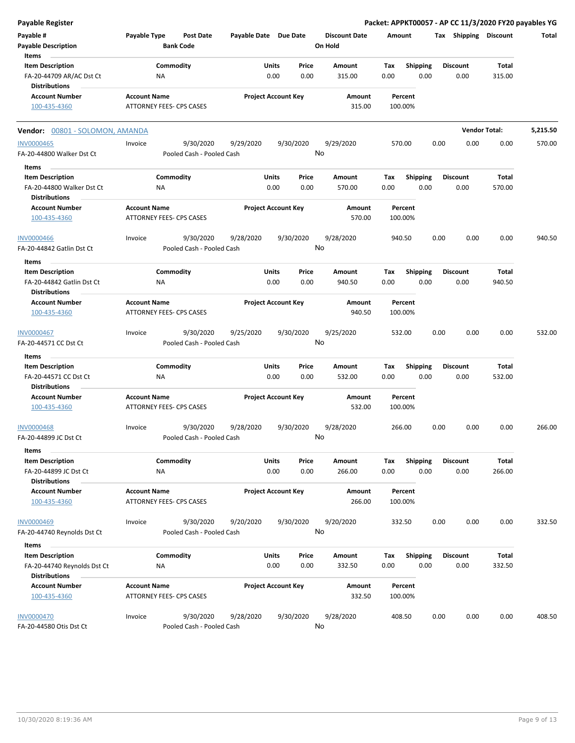# Payable Register

**Packet: APPKT00057 - AP CC 11/3/2020 FY20 payables YG**

| Payable # | Payable Type | Post Date | Payable Date | Due Date | Discount Date | Amount | Tax | Shipping | Discount | Total |
|---|---|---|---|---|---|---|---|---|---|---|
| Payable Description | | Bank Code | | | On Hold | | | | | |

**Items**

| Item Description | Commodity | Units | Price | Amount | Tax | Shipping | Discount | Total |
|---|---|---|---|---|---|---|---|---|
| FA-20-44709 AR/AC Dst Ct | NA | 0.00 | 0.00 | 315.00 | 0.00 | 0.00 | 0.00 | 315.00 |

**Distributions**

| Account Number | Account Name | Project Account Key | Amount | Percent |
|---|---|---|---|---|
| 100-435-4360 | ATTORNEY FEES- CPS CASES | | 315.00 | 100.00% |

**Vendor: 00801 - SOLOMON, AMANDA** — **Vendor Total: 5,215.50**

| Payable # | Payable Type | Post Date | Payable Date | Due Date | Discount Date | Amount | Tax | Shipping | Discount | Total |
|---|---|---|---|---|---|---|---|---|---|---|
| INV0000465 | Invoice | 9/30/2020 | 9/29/2020 | 9/30/2020 | 9/29/2020 | 570.00 | 0.00 | 0.00 | 0.00 | 570.00 |
| FA-20-44800 Walker Dst Ct | | Pooled Cash - Pooled Cash | | | No | | | | | |

**Items**

| Item Description | Commodity | Units | Price | Amount | Tax | Shipping | Discount | Total |
|---|---|---|---|---|---|---|---|---|
| FA-20-44800 Walker Dst Ct | NA | 0.00 | 0.00 | 570.00 | 0.00 | 0.00 | 0.00 | 570.00 |

**Distributions**

| Account Number | Account Name | Project Account Key | Amount | Percent |
|---|---|---|---|---|
| 100-435-4360 | ATTORNEY FEES- CPS CASES | | 570.00 | 100.00% |

| Payable # | Payable Type | Post Date | Payable Date | Due Date | Discount Date | Amount | Tax | Shipping | Discount | Total |
|---|---|---|---|---|---|---|---|---|---|---|
| INV0000466 | Invoice | 9/30/2020 | 9/28/2020 | 9/30/2020 | 9/28/2020 | 940.50 | 0.00 | 0.00 | 0.00 | 940.50 |
| FA-20-44842 Gatlin Dst Ct | | Pooled Cash - Pooled Cash | | | No | | | | | |

**Items**

| Item Description | Commodity | Units | Price | Amount | Tax | Shipping | Discount | Total |
|---|---|---|---|---|---|---|---|---|
| FA-20-44842 Gatlin Dst Ct | NA | 0.00 | 0.00 | 940.50 | 0.00 | 0.00 | 0.00 | 940.50 |

**Distributions**

| Account Number | Account Name | Project Account Key | Amount | Percent |
|---|---|---|---|---|
| 100-435-4360 | ATTORNEY FEES- CPS CASES | | 940.50 | 100.00% |

| Payable # | Payable Type | Post Date | Payable Date | Due Date | Discount Date | Amount | Tax | Shipping | Discount | Total |
|---|---|---|---|---|---|---|---|---|---|---|
| INV0000467 | Invoice | 9/30/2020 | 9/25/2020 | 9/30/2020 | 9/25/2020 | 532.00 | 0.00 | 0.00 | 0.00 | 532.00 |
| FA-20-44571 CC Dst Ct | | Pooled Cash - Pooled Cash | | | No | | | | | |

**Items**

| Item Description | Commodity | Units | Price | Amount | Tax | Shipping | Discount | Total |
|---|---|---|---|---|---|---|---|---|
| FA-20-44571 CC Dst Ct | NA | 0.00 | 0.00 | 532.00 | 0.00 | 0.00 | 0.00 | 532.00 |

**Distributions**

| Account Number | Account Name | Project Account Key | Amount | Percent |
|---|---|---|---|---|
| 100-435-4360 | ATTORNEY FEES- CPS CASES | | 532.00 | 100.00% |

| Payable # | Payable Type | Post Date | Payable Date | Due Date | Discount Date | Amount | Tax | Shipping | Discount | Total |
|---|---|---|---|---|---|---|---|---|---|---|
| INV0000468 | Invoice | 9/30/2020 | 9/28/2020 | 9/30/2020 | 9/28/2020 | 266.00 | 0.00 | 0.00 | 0.00 | 266.00 |
| FA-20-44899 JC Dst Ct | | Pooled Cash - Pooled Cash | | | No | | | | | |

**Items**

| Item Description | Commodity | Units | Price | Amount | Tax | Shipping | Discount | Total |
|---|---|---|---|---|---|---|---|---|
| FA-20-44899 JC Dst Ct | NA | 0.00 | 0.00 | 266.00 | 0.00 | 0.00 | 0.00 | 266.00 |

**Distributions**

| Account Number | Account Name | Project Account Key | Amount | Percent |
|---|---|---|---|---|
| 100-435-4360 | ATTORNEY FEES- CPS CASES | | 266.00 | 100.00% |

| Payable # | Payable Type | Post Date | Payable Date | Due Date | Discount Date | Amount | Tax | Shipping | Discount | Total |
|---|---|---|---|---|---|---|---|---|---|---|
| INV0000469 | Invoice | 9/30/2020 | 9/20/2020 | 9/30/2020 | 9/20/2020 | 332.50 | 0.00 | 0.00 | 0.00 | 332.50 |
| FA-20-44740 Reynolds Dst Ct | | Pooled Cash - Pooled Cash | | | No | | | | | |

**Items**

| Item Description | Commodity | Units | Price | Amount | Tax | Shipping | Discount | Total |
|---|---|---|---|---|---|---|---|---|
| FA-20-44740 Reynolds Dst Ct | NA | 0.00 | 0.00 | 332.50 | 0.00 | 0.00 | 0.00 | 332.50 |

**Distributions**

| Account Number | Account Name | Project Account Key | Amount | Percent |
|---|---|---|---|---|
| 100-435-4360 | ATTORNEY FEES- CPS CASES | | 332.50 | 100.00% |

| Payable # | Payable Type | Post Date | Payable Date | Due Date | Discount Date | Amount | Tax | Shipping | Discount | Total |
|---|---|---|---|---|---|---|---|---|---|---|
| INV0000470 | Invoice | 9/30/2020 | 9/28/2020 | 9/30/2020 | 9/28/2020 | 408.50 | 0.00 | 0.00 | 0.00 | 408.50 |
| FA-20-44580 Otis Dst Ct | | Pooled Cash - Pooled Cash | | | No | | | | | |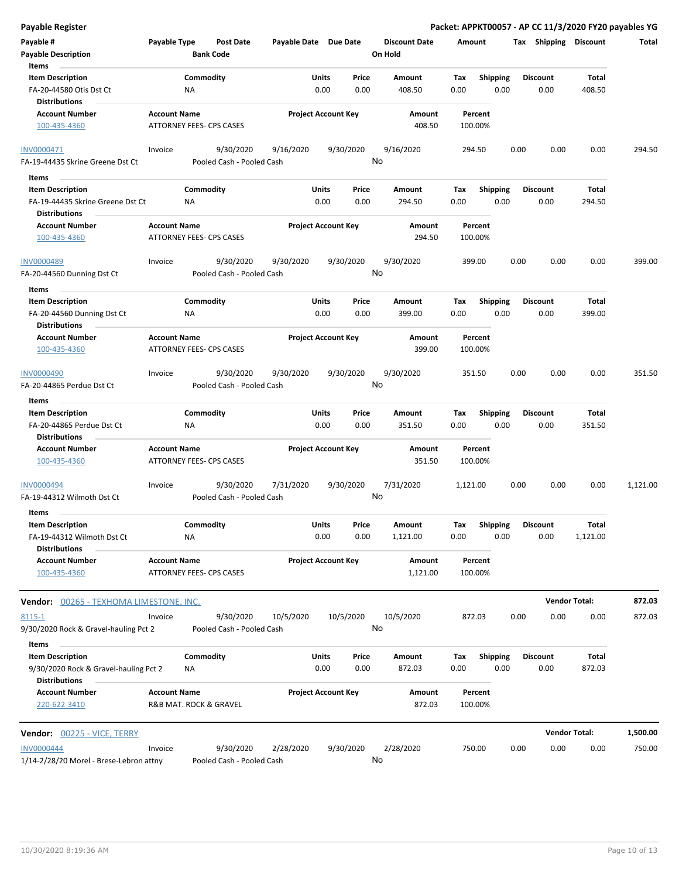**Payable Register** — **Packet: APPKT00057 - AP CC 11/3/2020 FY20 payables YG**

| Payable # | Payable Type | Post Date | Payable Date | Due Date | Discount Date | Amount | Tax | Shipping | Discount | Total |
|---|---|---|---|---|---|---|---|---|---|---|
| **Payable Description** | | **Bank Code** | | | **On Hold** | | | | | |

**Items**

| Item Description | Commodity | Units | Price | Amount | Tax | Shipping | Discount | Total |
|---|---|---|---|---|---|---|---|---|
| FA-20-44580 Otis Dst Ct | NA | 0.00 | 0.00 | 408.50 | 0.00 | 0.00 | 0.00 | 408.50 |

**Distributions**

| Account Number | Account Name | Project Account Key | Amount | Percent |
|---|---|---|---|---|
| 100-435-4360 | ATTORNEY FEES- CPS CASES | | 408.50 | 100.00% |

| Payable # | Payable Type | Post Date | Payable Date | Due Date | Discount Date | Amount | Tax | Shipping | Discount | Total |
|---|---|---|---|---|---|---|---|---|---|---|
| INV0000471 | Invoice | 9/30/2020 | 9/16/2020 | 9/30/2020 | 9/16/2020 | 294.50 | 0.00 | 0.00 | 0.00 | 294.50 |
| FA-19-44435 Skrine Greene Dst Ct | | Pooled Cash - Pooled Cash | | | No | | | | | |

**Items**

| Item Description | Commodity | Units | Price | Amount | Tax | Shipping | Discount | Total |
|---|---|---|---|---|---|---|---|---|
| FA-19-44435 Skrine Greene Dst Ct | NA | 0.00 | 0.00 | 294.50 | 0.00 | 0.00 | 0.00 | 294.50 |

**Distributions**

| Account Number | Account Name | Project Account Key | Amount | Percent |
|---|---|---|---|---|
| 100-435-4360 | ATTORNEY FEES- CPS CASES | | 294.50 | 100.00% |

| Payable # | Payable Type | Post Date | Payable Date | Due Date | Discount Date | Amount | Tax | Shipping | Discount | Total |
|---|---|---|---|---|---|---|---|---|---|---|
| INV0000489 | Invoice | 9/30/2020 | 9/30/2020 | 9/30/2020 | 9/30/2020 | 399.00 | 0.00 | 0.00 | 0.00 | 399.00 |
| FA-20-44560 Dunning Dst Ct | | Pooled Cash - Pooled Cash | | | No | | | | | |

**Items**

| Item Description | Commodity | Units | Price | Amount | Tax | Shipping | Discount | Total |
|---|---|---|---|---|---|---|---|---|
| FA-20-44560 Dunning Dst Ct | NA | 0.00 | 0.00 | 399.00 | 0.00 | 0.00 | 0.00 | 399.00 |

**Distributions**

| Account Number | Account Name | Project Account Key | Amount | Percent |
|---|---|---|---|---|
| 100-435-4360 | ATTORNEY FEES- CPS CASES | | 399.00 | 100.00% |

| Payable # | Payable Type | Post Date | Payable Date | Due Date | Discount Date | Amount | Tax | Shipping | Discount | Total |
|---|---|---|---|---|---|---|---|---|---|---|
| INV0000490 | Invoice | 9/30/2020 | 9/30/2020 | 9/30/2020 | 9/30/2020 | 351.50 | 0.00 | 0.00 | 0.00 | 351.50 |
| FA-20-44865 Perdue Dst Ct | | Pooled Cash - Pooled Cash | | | No | | | | | |

**Items**

| Item Description | Commodity | Units | Price | Amount | Tax | Shipping | Discount | Total |
|---|---|---|---|---|---|---|---|---|
| FA-20-44865 Perdue Dst Ct | NA | 0.00 | 0.00 | 351.50 | 0.00 | 0.00 | 0.00 | 351.50 |

**Distributions**

| Account Number | Account Name | Project Account Key | Amount | Percent |
|---|---|---|---|---|
| 100-435-4360 | ATTORNEY FEES- CPS CASES | | 351.50 | 100.00% |

| Payable # | Payable Type | Post Date | Payable Date | Due Date | Discount Date | Amount | Tax | Shipping | Discount | Total |
|---|---|---|---|---|---|---|---|---|---|---|
| INV0000494 | Invoice | 9/30/2020 | 7/31/2020 | 9/30/2020 | 7/31/2020 | 1,121.00 | 0.00 | 0.00 | 0.00 | 1,121.00 |
| FA-19-44312 Wilmoth Dst Ct | | Pooled Cash - Pooled Cash | | | No | | | | | |

**Items**

| Item Description | Commodity | Units | Price | Amount | Tax | Shipping | Discount | Total |
|---|---|---|---|---|---|---|---|---|
| FA-19-44312 Wilmoth Dst Ct | NA | 0.00 | 0.00 | 1,121.00 | 0.00 | 0.00 | 0.00 | 1,121.00 |

**Distributions**

| Account Number | Account Name | Project Account Key | Amount | Percent |
|---|---|---|---|---|
| 100-435-4360 | ATTORNEY FEES- CPS CASES | | 1,121.00 | 100.00% |

**Vendor:** 00265 - TEXHOMA LIMESTONE, INC. — **Vendor Total: 872.03**

| Payable # | Payable Type | Post Date | Payable Date | Due Date | Discount Date | Amount | Tax | Shipping | Discount | Total |
|---|---|---|---|---|---|---|---|---|---|---|
| 8115-1 | Invoice | 9/30/2020 | 10/5/2020 | 10/5/2020 | 10/5/2020 | 872.03 | 0.00 | 0.00 | 0.00 | 872.03 |
| 9/30/2020 Rock & Gravel-hauling Pct 2 | | Pooled Cash - Pooled Cash | | | No | | | | | |

**Items**

| Item Description | Commodity | Units | Price | Amount | Tax | Shipping | Discount | Total |
|---|---|---|---|---|---|---|---|---|
| 9/30/2020 Rock & Gravel-hauling Pct 2 | NA | 0.00 | 0.00 | 872.03 | 0.00 | 0.00 | 0.00 | 872.03 |

**Distributions**

| Account Number | Account Name | Project Account Key | Amount | Percent |
|---|---|---|---|---|
| 220-622-3410 | R&B MAT. ROCK & GRAVEL | | 872.03 | 100.00% |

**Vendor:** 00225 - VICE, TERRY — **Vendor Total: 1,500.00**

| Payable # | Payable Type | Post Date | Payable Date | Due Date | Discount Date | Amount | Tax | Shipping | Discount | Total |
|---|---|---|---|---|---|---|---|---|---|---|
| INV0000444 | Invoice | 9/30/2020 | 2/28/2020 | 9/30/2020 | 2/28/2020 | 750.00 | 0.00 | 0.00 | 0.00 | 750.00 |
| 1/14-2/28/20 Morel - Brese-Lebron attny | | Pooled Cash - Pooled Cash | | | No | | | | | |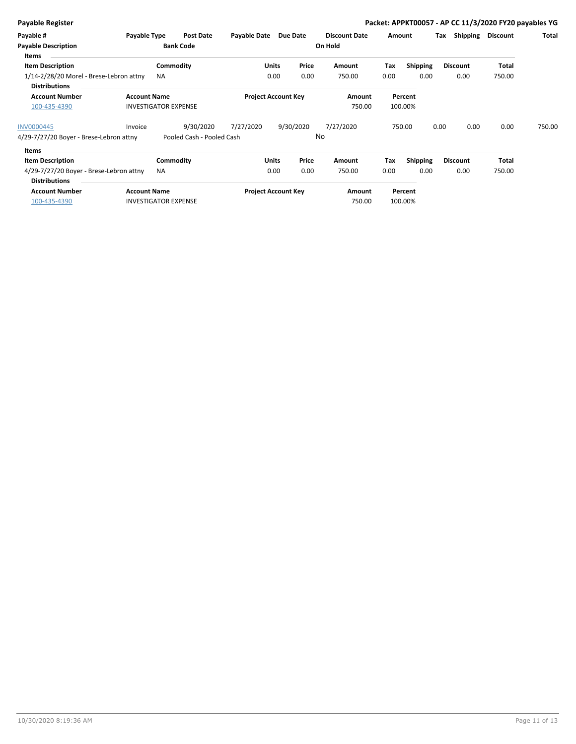**Payable Register** — **Packet: APPKT00057 - AP CC 11/3/2020 FY20 payables YG**

| Payable # | Payable Type | Post Date | Payable Date | Due Date | Discount Date | Amount | Tax | Shipping | Discount | Total |
|---|---|---|---|---|---|---|---|---|---|---|
| **Payable Description** | | **Bank Code** | | | **On Hold** | | | | | |

**Items**

| Item Description | Commodity | Units | Price | Amount | Tax | Shipping | Discount | Total |
|---|---|---|---|---|---|---|---|---|
| 1/14-2/28/20 Morel - Brese-Lebron attny | NA | 0.00 | 0.00 | 750.00 | 0.00 | 0.00 | 0.00 | 750.00 |

**Distributions**

| Account Number | Account Name | Project Account Key | Amount | Percent |
|---|---|---|---|---|
| 100-435-4390 | INVESTIGATOR EXPENSE | | 750.00 | 100.00% |

| Payable # | Payable Type | Post Date | Payable Date | Due Date | Discount Date | Amount | Tax | Shipping | Discount | Total |
|---|---|---|---|---|---|---|---|---|---|---|
| INV0000445 | Invoice | 9/30/2020 | 7/27/2020 | 9/30/2020 | 7/27/2020 | 750.00 | 0.00 | 0.00 | 0.00 | 750.00 |
| 4/29-7/27/20 Boyer - Brese-Lebron attny | | Pooled Cash - Pooled Cash | | | No | | | | | |

**Items**

| Item Description | Commodity | Units | Price | Amount | Tax | Shipping | Discount | Total |
|---|---|---|---|---|---|---|---|---|
| 4/29-7/27/20 Boyer - Brese-Lebron attny | NA | 0.00 | 0.00 | 750.00 | 0.00 | 0.00 | 0.00 | 750.00 |

**Distributions**

| Account Number | Account Name | Project Account Key | Amount | Percent |
|---|---|---|---|---|
| 100-435-4390 | INVESTIGATOR EXPENSE | | 750.00 | 100.00% |

10/30/2020 8:19:36 AM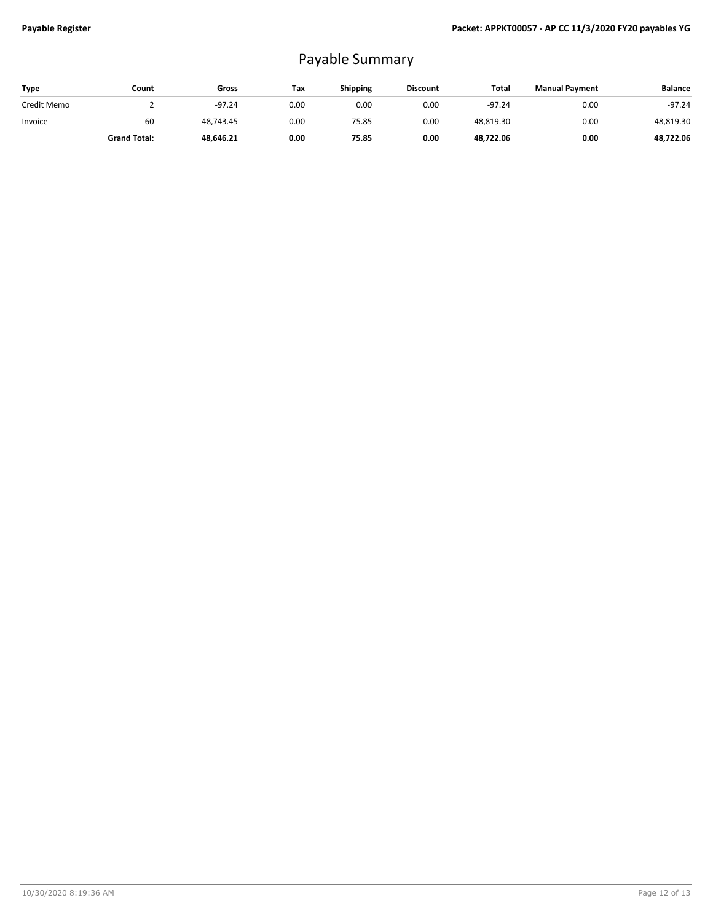# Payable Summary

| Type | Count | Gross | Tax | Shipping | Discount | Total | Manual Payment | Balance |
|---|---|---|---|---|---|---|---|---|
| Credit Memo | 2 | -97.24 | 0.00 | 0.00 | 0.00 | -97.24 | 0.00 | -97.24 |
| Invoice | 60 | 48,743.45 | 0.00 | 75.85 | 0.00 | 48,819.30 | 0.00 | 48,819.30 |
| | **Grand Total:** | **48,646.21** | **0.00** | **75.85** | **0.00** | **48,722.06** | **0.00** | **48,722.06** |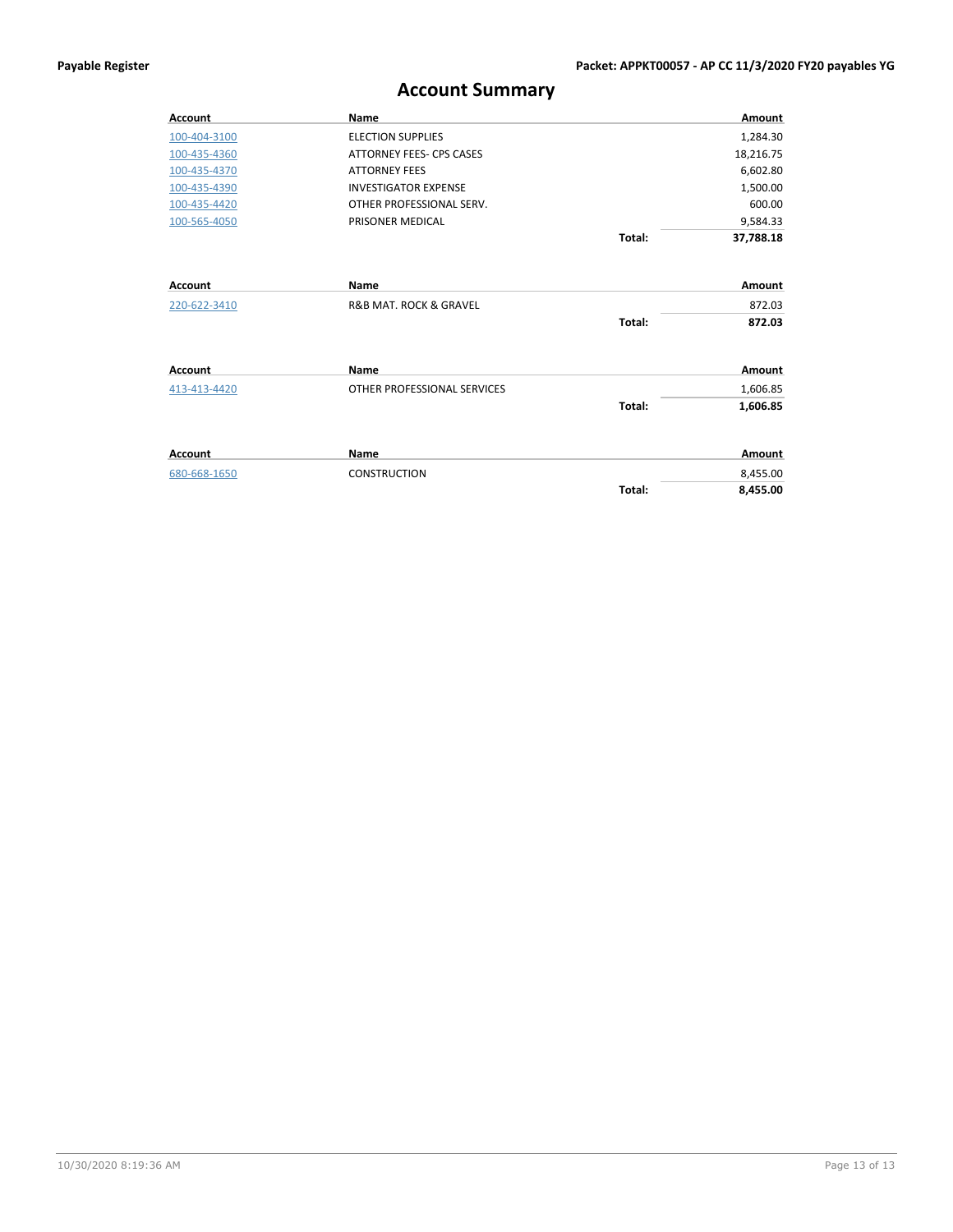# Account Summary

| Account | Name | | Amount |
|---|---|---|---|
| 100-404-3100 | ELECTION SUPPLIES | | 1,284.30 |
| 100-435-4360 | ATTORNEY FEES- CPS CASES | | 18,216.75 |
| 100-435-4370 | ATTORNEY FEES | | 6,602.80 |
| 100-435-4390 | INVESTIGATOR EXPENSE | | 1,500.00 |
| 100-435-4420 | OTHER PROFESSIONAL SERV. | | 600.00 |
| 100-565-4050 | PRISONER MEDICAL | | 9,584.33 |
| | | **Total:** | **37,788.18** |

| Account | Name | | Amount |
|---|---|---|---|
| 220-622-3410 | R&B MAT. ROCK & GRAVEL | | 872.03 |
| | | **Total:** | **872.03** |

| Account | Name | | Amount |
|---|---|---|---|
| 413-413-4420 | OTHER PROFESSIONAL SERVICES | | 1,606.85 |
| | | **Total:** | **1,606.85** |

| Account | Name | | Amount |
|---|---|---|---|
| 680-668-1650 | CONSTRUCTION | | 8,455.00 |
| | | **Total:** | **8,455.00** |